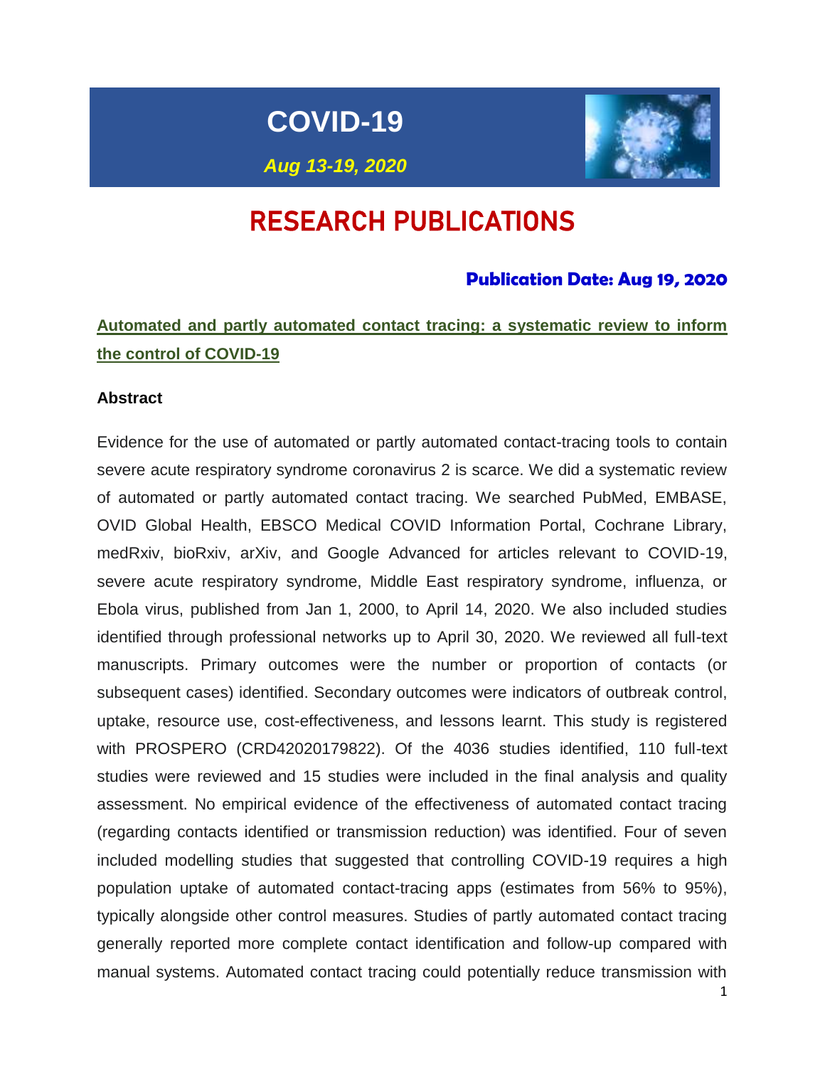# COVID-19

*Aug 13-19, 2020*

# RESEARCH PUBLICATIONS

**Publication Date: Aug 19, 2020**

## Automated and partly automated contact tracing: a systematic review to inform the control of COVID-19

### Abstract

Evidence for the use of automated or partly automated contact-tracing tools to contain severe acute respiratory syndrome coronavirus 2 is scarce. We did a systematic review of automated or partly automated contact tracing. We searched PubMed, EMBASE, OVID Global Health, EBSCO Medical COVID Information Portal, Cochrane Library, medRxiv, bioRxiv, arXiv, and Google Advanced for articles relevant to COVID-19, severe acute respiratory syndrome, Middle East respiratory syndrome, influenza, or Ebola virus, published from Jan 1, 2000, to April 14, 2020. We also included studies identified through professional networks up to April 30, 2020. We reviewed all full-text manuscripts. Primary outcomes were the number or proportion of contacts (or subsequent cases) identified. Secondary outcomes were indicators of outbreak control, uptake, resource use, cost-effectiveness, and lessons learnt. This study is registered with PROSPERO (CRD42020179822). Of the 4036 studies identified, 110 full-text studies were reviewed and 15 studies were included in the final analysis and quality assessment. No empirical evidence of the effectiveness of automated contact tracing (regarding contacts identified or transmission reduction) was identified. Four of seven included modelling studies that suggested that controlling COVID-19 requires a high population uptake of automated contact-tracing apps (estimates from 56% to 95%), typically alongside other control measures. Studies of partly automated contact tracing generally reported more complete contact identification and follow-up compared with manual systems. Automated contact tracing could potentially reduce transmission with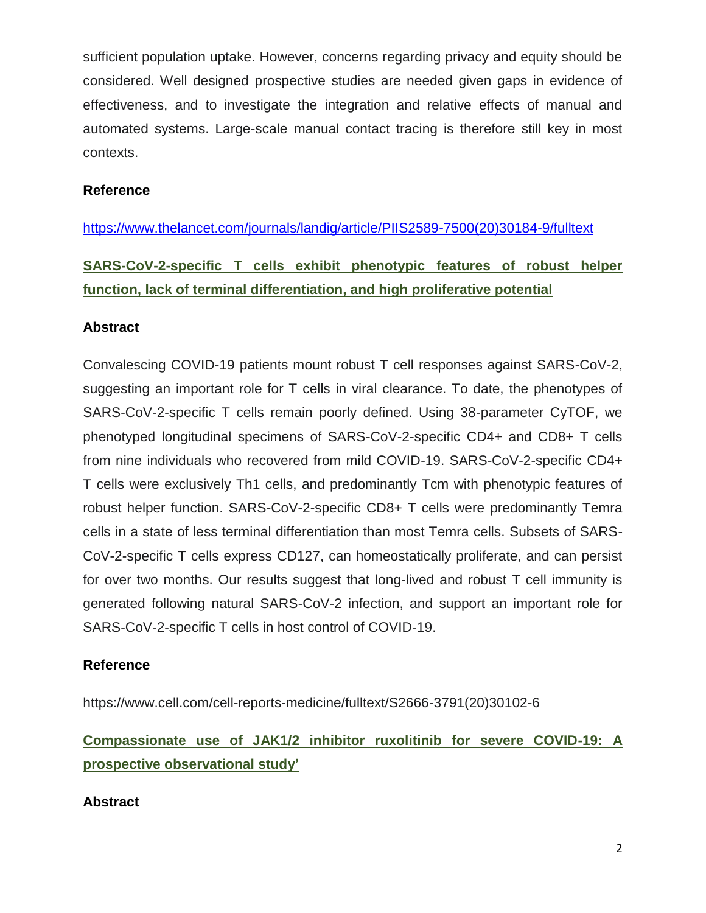sufficient population uptake. However, concerns regarding privacy and equity should be considered. Well designed prospective studies are needed given gaps in evidence of effectiveness, and to investigate the integration and relative effects of manual and automated systems. Large-scale manual contact tracing is therefore still key in most contexts.

**Reference**

https://www.thelancet.com/journals/landig/article/PIIS2589-7500(20)30184-9/fulltext

## SARS-CoV-2-specific T cells exhibit phenotypic features of robust helper function, lack of terminal differentiation, and high proliferative potential

**Abstract**

Convalescing COVID-19 patients mount robust T cell responses against SARS-CoV-2, suggesting an important role for T cells in viral clearance. To date, the phenotypes of SARS-CoV-2-specific T cells remain poorly defined. Using 38-parameter CyTOF, we phenotyped longitudinal specimens of SARS-CoV-2-specific CD4+ and CD8+ T cells from nine individuals who recovered from mild COVID-19. SARS-CoV-2-specific CD4+ T cells were exclusively Th1 cells, and predominantly Tcm with phenotypic features of robust helper function. SARS-CoV-2-specific CD8+ T cells were predominantly Temra cells in a state of less terminal differentiation than most Temra cells. Subsets of SARS-CoV-2-specific T cells express CD127, can homeostatically proliferate, and can persist for over two months. Our results suggest that long-lived and robust T cell immunity is generated following natural SARS-CoV-2 infection, and support an important role for SARS-CoV-2-specific T cells in host control of COVID-19.

**Reference**

https://www.cell.com/cell-reports-medicine/fulltext/S2666-3791(20)30102-6

## Compassionate use of JAK1/2 inhibitor ruxolitinib for severe COVID-19: A prospective observational study'

**Abstract**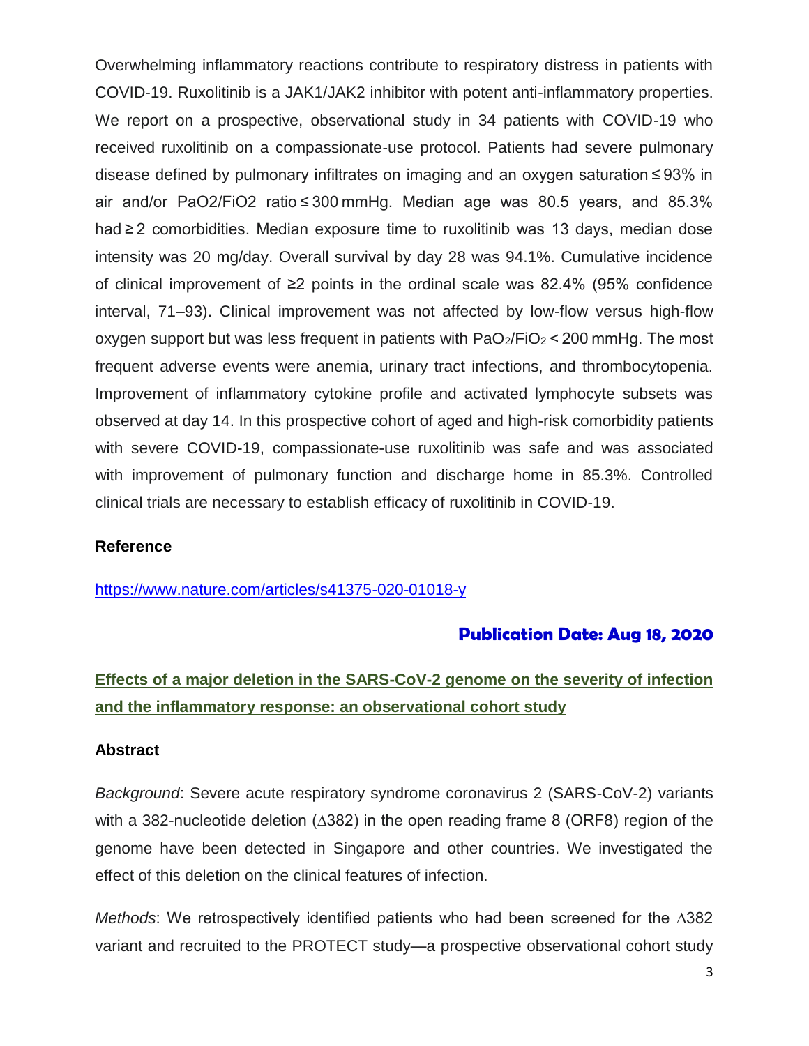Overwhelming inflammatory reactions contribute to respiratory distress in patients with COVID-19. Ruxolitinib is a JAK1/JAK2 inhibitor with potent anti-inflammatory properties. We report on a prospective, observational study in 34 patients with COVID-19 who received ruxolitinib on a compassionate-use protocol. Patients had severe pulmonary disease defined by pulmonary infiltrates on imaging and an oxygen saturation ≤ 93% in air and/or $PaO2/FiO2$ ratio ≤ 300 mmHg. Median age was 80.5 years, and 85.3% had ≥ 2 comorbidities. Median exposure time to ruxolitinib was 13 days, median dose intensity was 20 mg/day. Overall survival by day 28 was 94.1%. Cumulative incidence of clinical improvement of ≥2 points in the ordinal scale was 82.4% (95% confidence interval, 71–93). Clinical improvement was not affected by low-flow versus high-flow oxygen support but was less frequent in patients with $PaO_2/FiO_2 < 200$ mmHg. The most frequent adverse events were anemia, urinary tract infections, and thrombocytopenia. Improvement of inflammatory cytokine profile and activated lymphocyte subsets was observed at day 14. In this prospective cohort of aged and high-risk comorbidity patients with severe COVID-19, compassionate-use ruxolitinib was safe and was associated with improvement of pulmonary function and discharge home in 85.3%. Controlled clinical trials are necessary to establish efficacy of ruxolitinib in COVID-19.

**Reference**

https://www.nature.com/articles/s41375-020-01018-y

**Publication Date: Aug 18, 2020**

## Effects of a major deletion in the SARS-CoV-2 genome on the severity of infection and the inflammatory response: an observational cohort study

**Abstract**

*Background*: Severe acute respiratory syndrome coronavirus 2 (SARS-CoV-2) variants with a 382-nucleotide deletion (∆382) in the open reading frame 8 (ORF8) region of the genome have been detected in Singapore and other countries. We investigated the effect of this deletion on the clinical features of infection.

*Methods*: We retrospectively identified patients who had been screened for the ∆382 variant and recruited to the PROTECT study—a prospective observational cohort study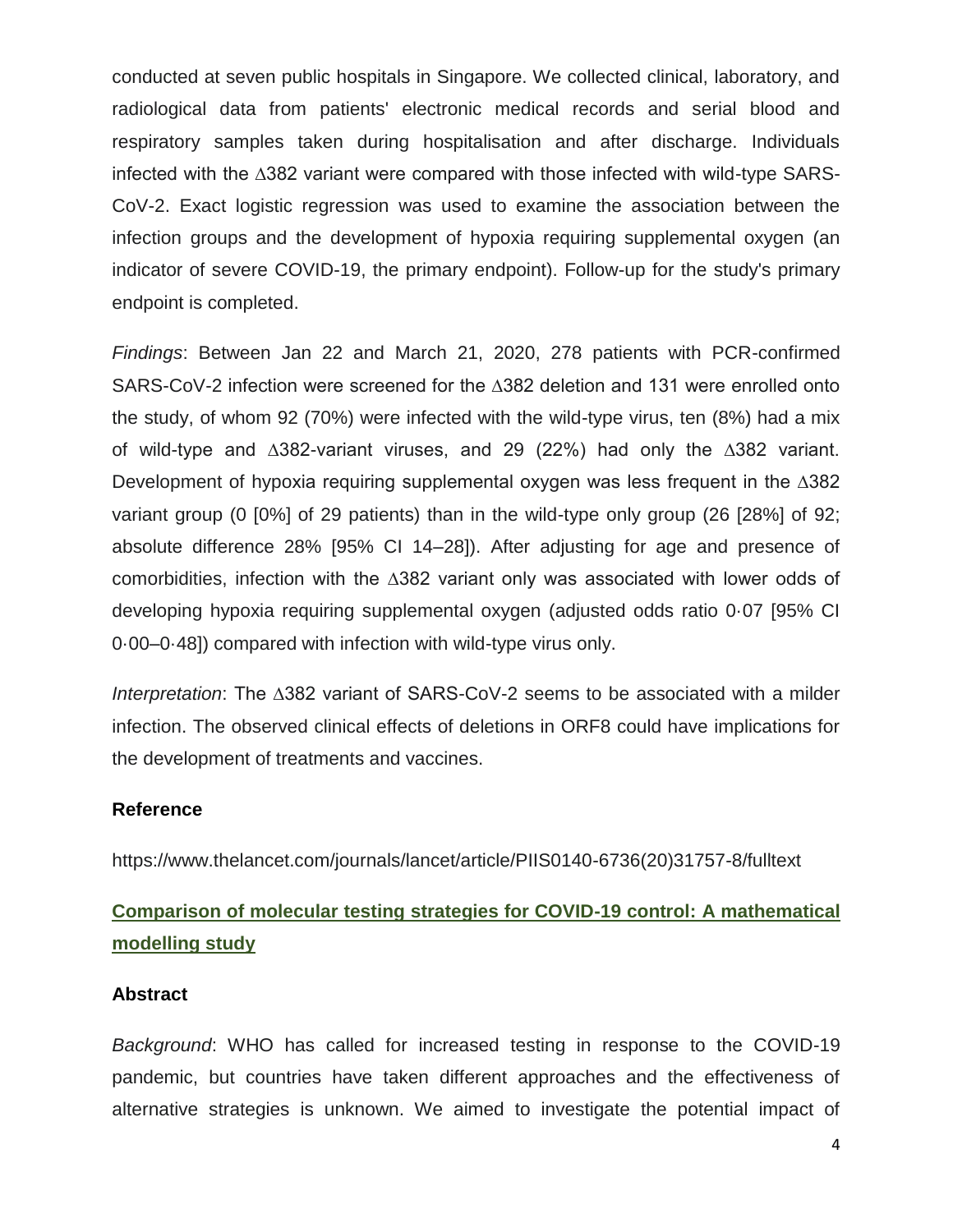conducted at seven public hospitals in Singapore. We collected clinical, laboratory, and radiological data from patients' electronic medical records and serial blood and respiratory samples taken during hospitalisation and after discharge. Individuals infected with the ∆382 variant were compared with those infected with wild-type SARS-CoV-2. Exact logistic regression was used to examine the association between the infection groups and the development of hypoxia requiring supplemental oxygen (an indicator of severe COVID-19, the primary endpoint). Follow-up for the study's primary endpoint is completed.

*Findings*: Between Jan 22 and March 21, 2020, 278 patients with PCR-confirmed SARS-CoV-2 infection were screened for the ∆382 deletion and 131 were enrolled onto the study, of whom 92 (70%) were infected with the wild-type virus, ten (8%) had a mix of wild-type and ∆382-variant viruses, and 29 (22%) had only the ∆382 variant. Development of hypoxia requiring supplemental oxygen was less frequent in the ∆382 variant group (0 [0%] of 29 patients) than in the wild-type only group (26 [28%] of 92; absolute difference 28% [95% CI 14–28]). After adjusting for age and presence of comorbidities, infection with the ∆382 variant only was associated with lower odds of developing hypoxia requiring supplemental oxygen (adjusted odds ratio 0·07 [95% CI 0·00–0·48]) compared with infection with wild-type virus only.

*Interpretation*: The ∆382 variant of SARS-CoV-2 seems to be associated with a milder infection. The observed clinical effects of deletions in ORF8 could have implications for the development of treatments and vaccines.

**Reference**

https://www.thelancet.com/journals/lancet/article/PIIS0140-6736(20)31757-8/fulltext

## Comparison of molecular testing strategies for COVID-19 control: A mathematical modelling study

**Abstract**

*Background*: WHO has called for increased testing in response to the COVID-19 pandemic, but countries have taken different approaches and the effectiveness of alternative strategies is unknown. We aimed to investigate the potential impact of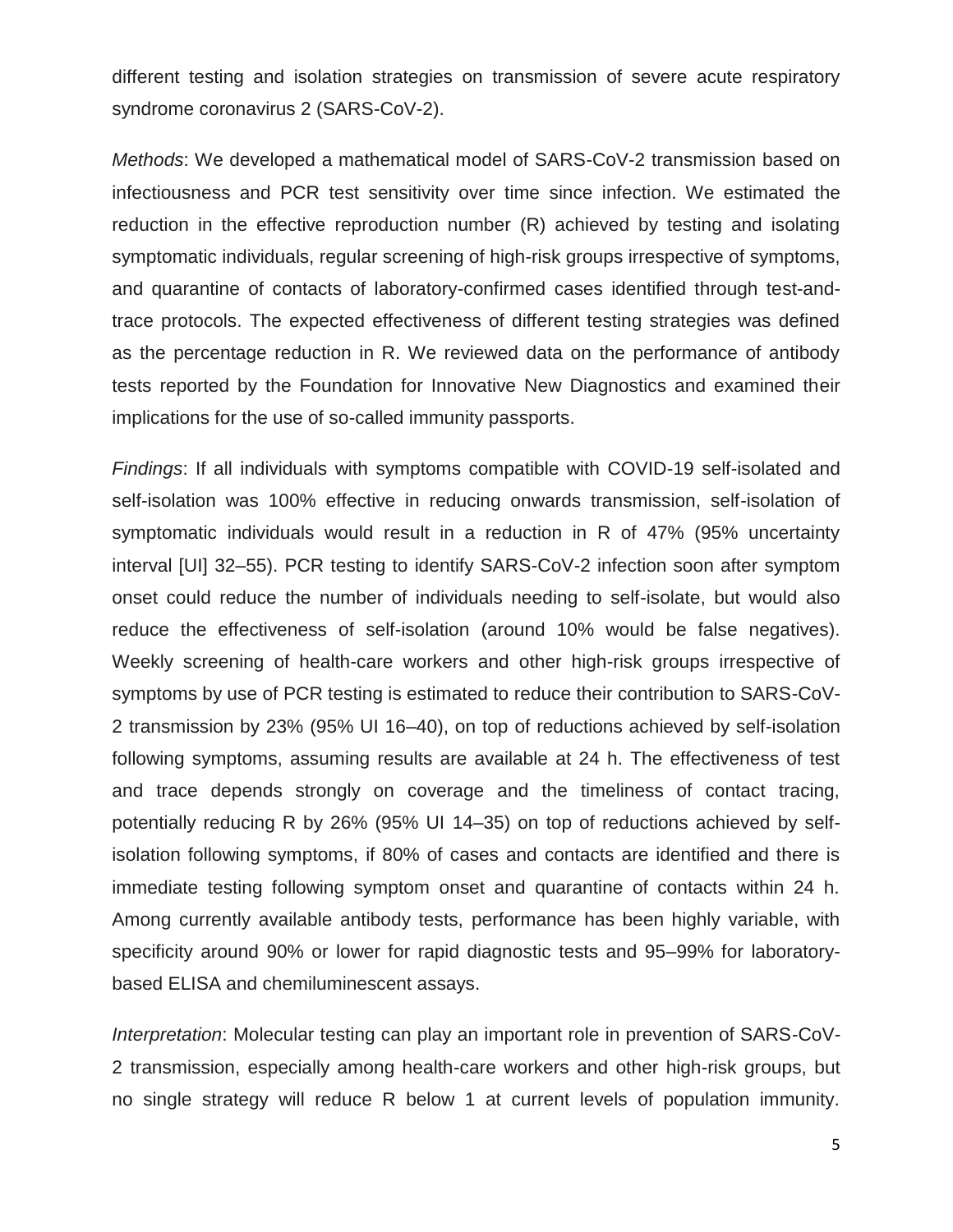different testing and isolation strategies on transmission of severe acute respiratory syndrome coronavirus 2 (SARS-CoV-2).

*Methods*: We developed a mathematical model of SARS-CoV-2 transmission based on infectiousness and PCR test sensitivity over time since infection. We estimated the reduction in the effective reproduction number (R) achieved by testing and isolating symptomatic individuals, regular screening of high-risk groups irrespective of symptoms, and quarantine of contacts of laboratory-confirmed cases identified through test-and-trace protocols. The expected effectiveness of different testing strategies was defined as the percentage reduction in R. We reviewed data on the performance of antibody tests reported by the Foundation for Innovative New Diagnostics and examined their implications for the use of so-called immunity passports.

*Findings*: If all individuals with symptoms compatible with COVID-19 self-isolated and self-isolation was 100% effective in reducing onwards transmission, self-isolation of symptomatic individuals would result in a reduction in R of 47% (95% uncertainty interval [UI] 32–55). PCR testing to identify SARS-CoV-2 infection soon after symptom onset could reduce the number of individuals needing to self-isolate, but would also reduce the effectiveness of self-isolation (around 10% would be false negatives). Weekly screening of health-care workers and other high-risk groups irrespective of symptoms by use of PCR testing is estimated to reduce their contribution to SARS-CoV-2 transmission by 23% (95% UI 16–40), on top of reductions achieved by self-isolation following symptoms, assuming results are available at 24 h. The effectiveness of test and trace depends strongly on coverage and the timeliness of contact tracing, potentially reducing R by 26% (95% UI 14–35) on top of reductions achieved by self-isolation following symptoms, if 80% of cases and contacts are identified and there is immediate testing following symptom onset and quarantine of contacts within 24 h. Among currently available antibody tests, performance has been highly variable, with specificity around 90% or lower for rapid diagnostic tests and 95–99% for laboratory-based ELISA and chemiluminescent assays.

*Interpretation*: Molecular testing can play an important role in prevention of SARS-CoV-2 transmission, especially among health-care workers and other high-risk groups, but no single strategy will reduce R below 1 at current levels of population immunity.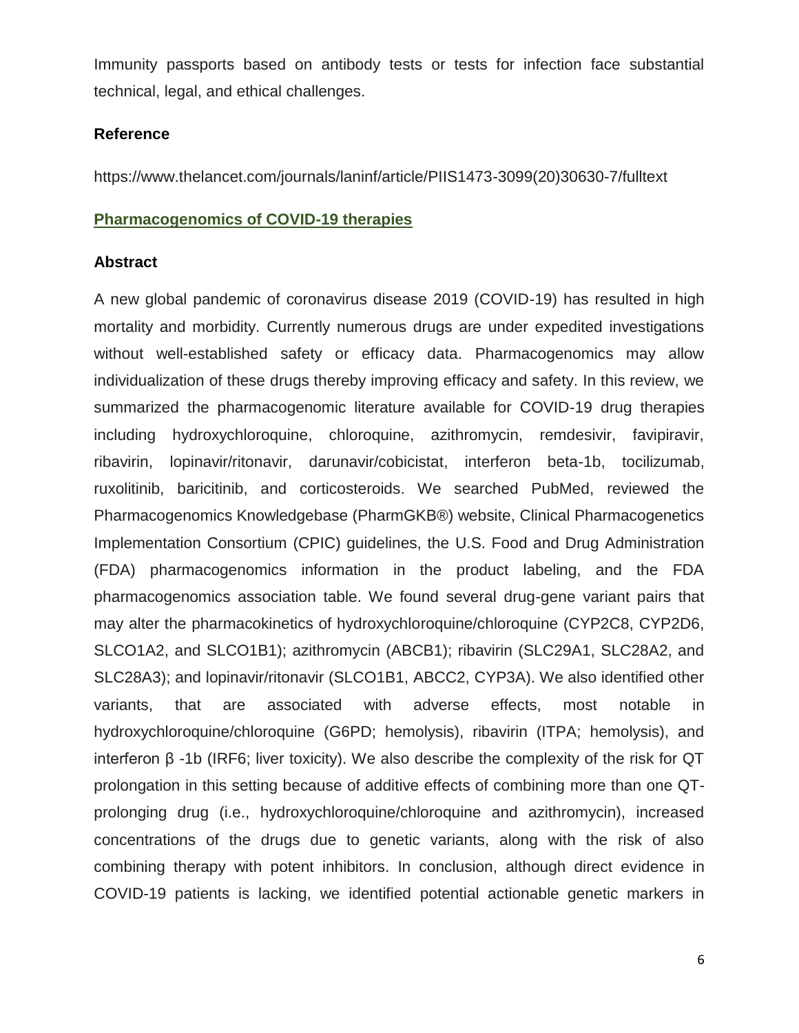Immunity passports based on antibody tests or tests for infection face substantial technical, legal, and ethical challenges.

### Reference

https://www.thelancet.com/journals/laninf/article/PIIS1473-3099(20)30630-7/fulltext

## Pharmacogenomics of COVID-19 therapies

### Abstract

A new global pandemic of coronavirus disease 2019 (COVID-19) has resulted in high mortality and morbidity. Currently numerous drugs are under expedited investigations without well-established safety or efficacy data. Pharmacogenomics may allow individualization of these drugs thereby improving efficacy and safety. In this review, we summarized the pharmacogenomic literature available for COVID-19 drug therapies including hydroxychloroquine, chloroquine, azithromycin, remdesivir, favipiravir, ribavirin, lopinavir/ritonavir, darunavir/cobicistat, interferon beta-1b, tocilizumab, ruxolitinib, baricitinib, and corticosteroids. We searched PubMed, reviewed the Pharmacogenomics Knowledgebase (PharmGKB®) website, Clinical Pharmacogenetics Implementation Consortium (CPIC) guidelines, the U.S. Food and Drug Administration (FDA) pharmacogenomics information in the product labeling, and the FDA pharmacogenomics association table. We found several drug-gene variant pairs that may alter the pharmacokinetics of hydroxychloroquine/chloroquine (CYP2C8, CYP2D6, SLCO1A2, and SLCO1B1); azithromycin (ABCB1); ribavirin (SLC29A1, SLC28A2, and SLC28A3); and lopinavir/ritonavir (SLCO1B1, ABCC2, CYP3A). We also identified other variants, that are associated with adverse effects, most notable in hydroxychloroquine/chloroquine (G6PD; hemolysis), ribavirin (ITPA; hemolysis), and interferon β -1b (IRF6; liver toxicity). We also describe the complexity of the risk for QT prolongation in this setting because of additive effects of combining more than one QT-prolonging drug (i.e., hydroxychloroquine/chloroquine and azithromycin), increased concentrations of the drugs due to genetic variants, along with the risk of also combining therapy with potent inhibitors. In conclusion, although direct evidence in COVID-19 patients is lacking, we identified potential actionable genetic markers in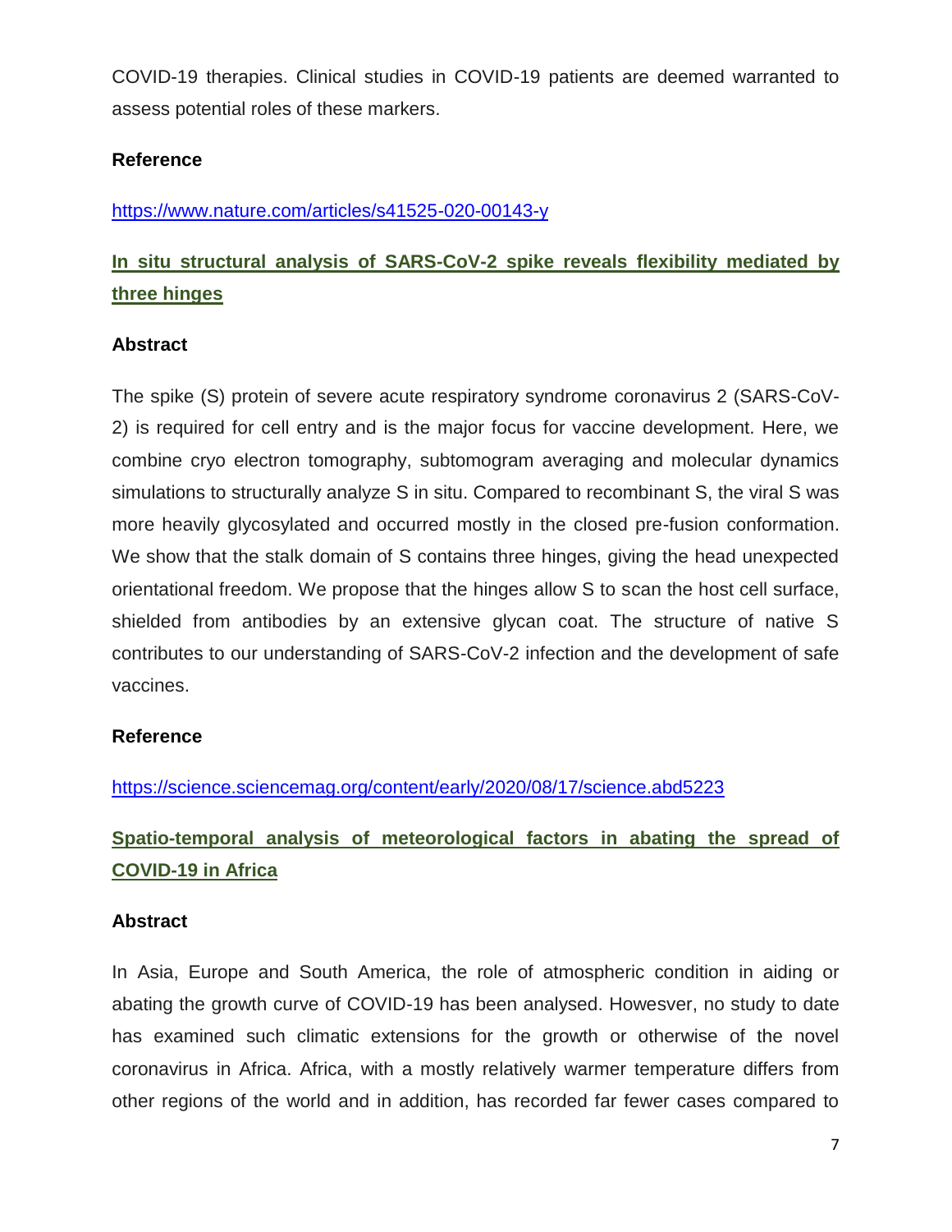COVID-19 therapies. Clinical studies in COVID-19 patients are deemed warranted to assess potential roles of these markers.

**Reference**

https://www.nature.com/articles/s41525-020-00143-y

## In situ structural analysis of SARS-CoV-2 spike reveals flexibility mediated by three hinges

**Abstract**

The spike (S) protein of severe acute respiratory syndrome coronavirus 2 (SARS-CoV-2) is required for cell entry and is the major focus for vaccine development. Here, we combine cryo electron tomography, subtomogram averaging and molecular dynamics simulations to structurally analyze S in situ. Compared to recombinant S, the viral S was more heavily glycosylated and occurred mostly in the closed pre-fusion conformation. We show that the stalk domain of S contains three hinges, giving the head unexpected orientational freedom. We propose that the hinges allow S to scan the host cell surface, shielded from antibodies by an extensive glycan coat. The structure of native S contributes to our understanding of SARS-CoV-2 infection and the development of safe vaccines.

**Reference**

https://science.sciencemag.org/content/early/2020/08/17/science.abd5223

## Spatio-temporal analysis of meteorological factors in abating the spread of COVID-19 in Africa

**Abstract**

In Asia, Europe and South America, the role of atmospheric condition in aiding or abating the growth curve of COVID-19 has been analysed. Howesver, no study to date has examined such climatic extensions for the growth or otherwise of the novel coronavirus in Africa. Africa, with a mostly relatively warmer temperature differs from other regions of the world and in addition, has recorded far fewer cases compared to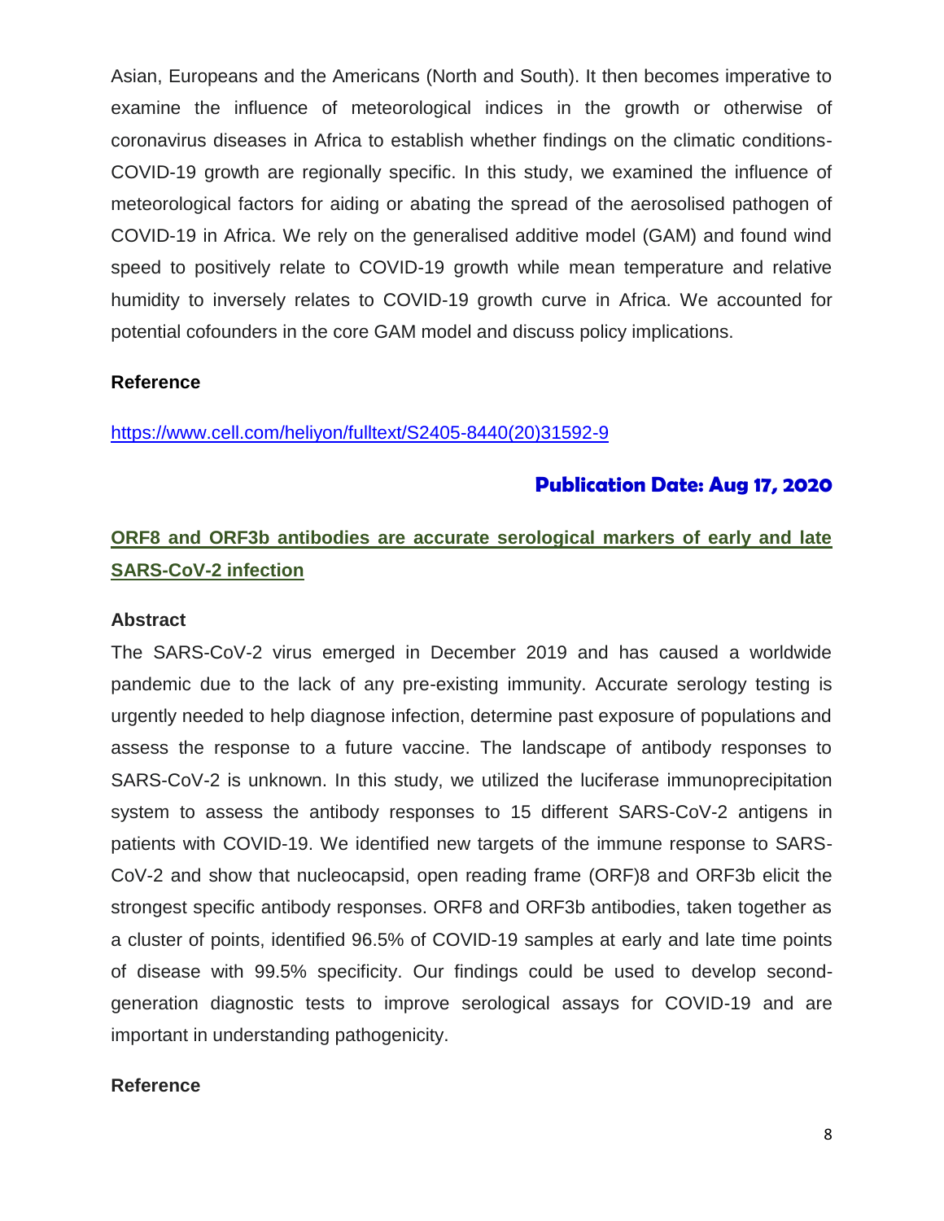Asian, Europeans and the Americans (North and South). It then becomes imperative to examine the influence of meteorological indices in the growth or otherwise of coronavirus diseases in Africa to establish whether findings on the climatic conditions-COVID-19 growth are regionally specific. In this study, we examined the influence of meteorological factors for aiding or abating the spread of the aerosolised pathogen of COVID-19 in Africa. We rely on the generalised additive model (GAM) and found wind speed to positively relate to COVID-19 growth while mean temperature and relative humidity to inversely relates to COVID-19 growth curve in Africa. We accounted for potential cofounders in the core GAM model and discuss policy implications.

**Reference**

https://www.cell.com/heliyon/fulltext/S2405-8440(20)31592-9

**Publication Date: Aug 17, 2020**

## ORF8 and ORF3b antibodies are accurate serological markers of early and late SARS-CoV-2 infection

**Abstract**

The SARS-CoV-2 virus emerged in December 2019 and has caused a worldwide pandemic due to the lack of any pre-existing immunity. Accurate serology testing is urgently needed to help diagnose infection, determine past exposure of populations and assess the response to a future vaccine. The landscape of antibody responses to SARS-CoV-2 is unknown. In this study, we utilized the luciferase immunoprecipitation system to assess the antibody responses to 15 different SARS-CoV-2 antigens in patients with COVID-19. We identified new targets of the immune response to SARS-CoV-2 and show that nucleocapsid, open reading frame (ORF)8 and ORF3b elicit the strongest specific antibody responses. ORF8 and ORF3b antibodies, taken together as a cluster of points, identified 96.5% of COVID-19 samples at early and late time points of disease with 99.5% specificity. Our findings could be used to develop second-generation diagnostic tests to improve serological assays for COVID-19 and are important in understanding pathogenicity.

**Reference**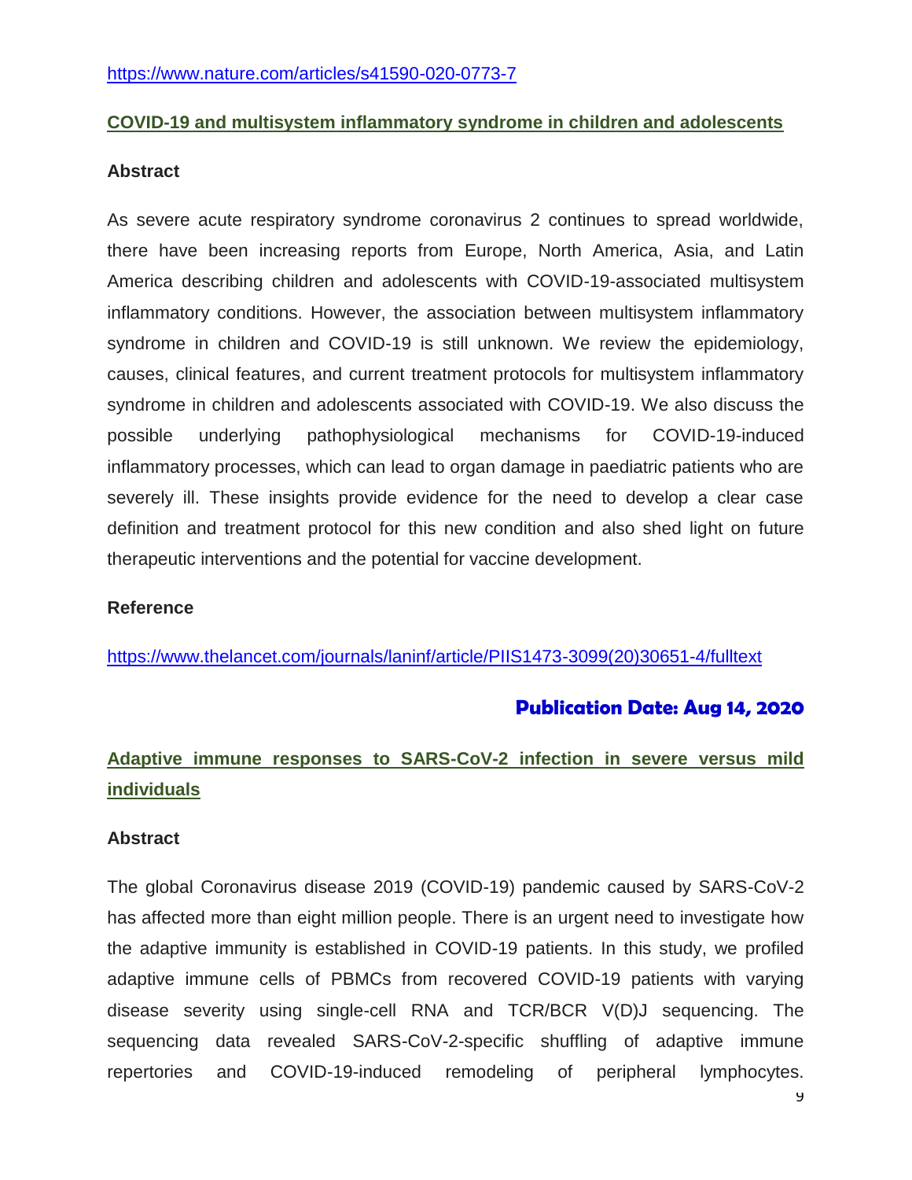https://www.nature.com/articles/s41590-020-0773-7

## COVID-19 and multisystem inflammatory syndrome in children and adolescents

**Abstract**

As severe acute respiratory syndrome coronavirus 2 continues to spread worldwide, there have been increasing reports from Europe, North America, Asia, and Latin America describing children and adolescents with COVID-19-associated multisystem inflammatory conditions. However, the association between multisystem inflammatory syndrome in children and COVID-19 is still unknown. We review the epidemiology, causes, clinical features, and current treatment protocols for multisystem inflammatory syndrome in children and adolescents associated with COVID-19. We also discuss the possible underlying pathophysiological mechanisms for COVID-19-induced inflammatory processes, which can lead to organ damage in paediatric patients who are severely ill. These insights provide evidence for the need to develop a clear case definition and treatment protocol for this new condition and also shed light on future therapeutic interventions and the potential for vaccine development.

**Reference**

https://www.thelancet.com/journals/laninf/article/PIIS1473-3099(20)30651-4/fulltext

**Publication Date: Aug 14, 2020**

## Adaptive immune responses to SARS-CoV-2 infection in severe versus mild individuals

**Abstract**

The global Coronavirus disease 2019 (COVID-19) pandemic caused by SARS-CoV-2 has affected more than eight million people. There is an urgent need to investigate how the adaptive immunity is established in COVID-19 patients. In this study, we profiled adaptive immune cells of PBMCs from recovered COVID-19 patients with varying disease severity using single-cell RNA and TCR/BCR V(D)J sequencing. The sequencing data revealed SARS-CoV-2-specific shuffling of adaptive immune repertories and COVID-19-induced remodeling of peripheral lymphocytes.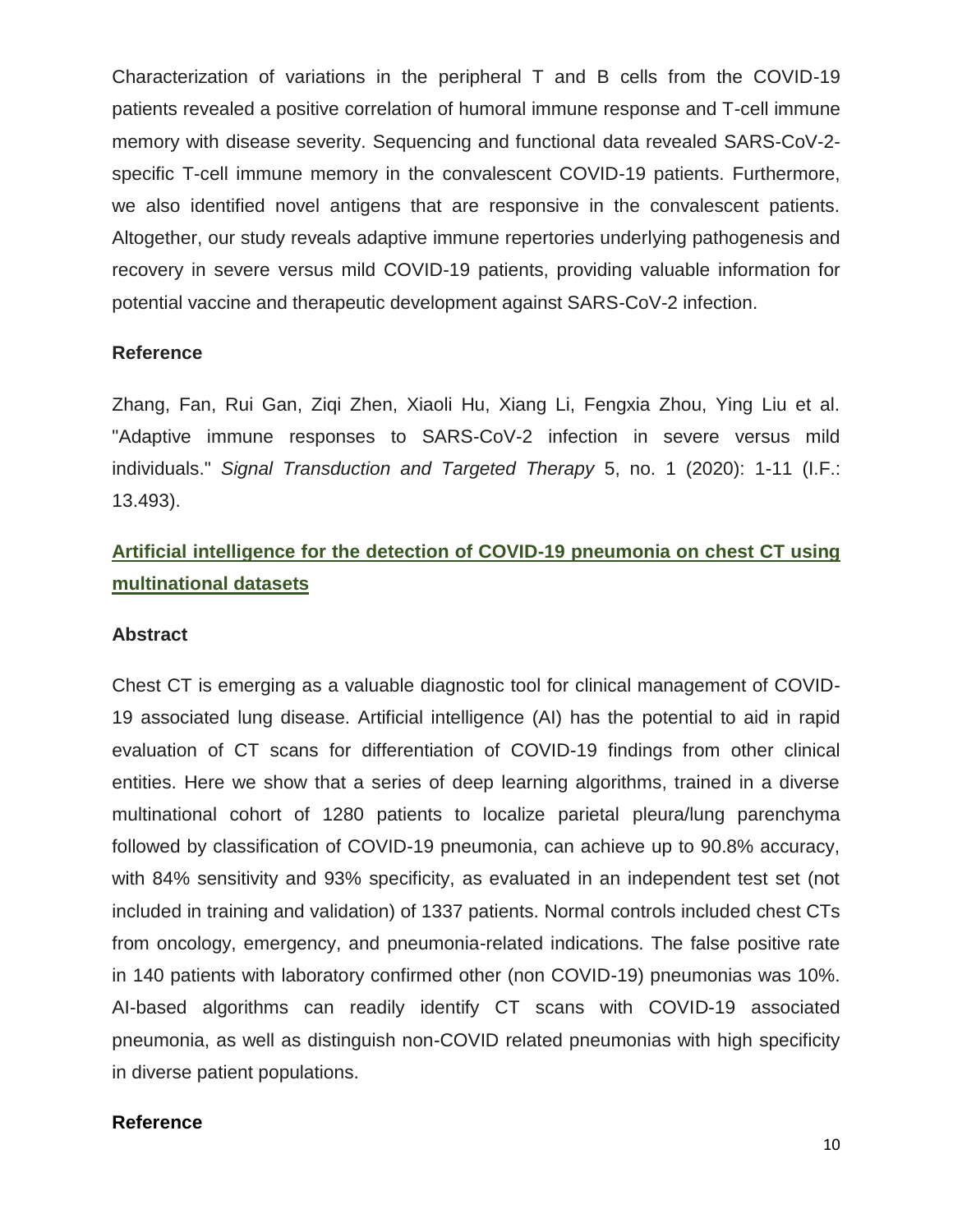Characterization of variations in the peripheral T and B cells from the COVID-19 patients revealed a positive correlation of humoral immune response and T-cell immune memory with disease severity. Sequencing and functional data revealed SARS-CoV-2-specific T-cell immune memory in the convalescent COVID-19 patients. Furthermore, we also identified novel antigens that are responsive in the convalescent patients. Altogether, our study reveals adaptive immune repertories underlying pathogenesis and recovery in severe versus mild COVID-19 patients, providing valuable information for potential vaccine and therapeutic development against SARS-CoV-2 infection.

**Reference**

Zhang, Fan, Rui Gan, Ziqi Zhen, Xiaoli Hu, Xiang Li, Fengxia Zhou, Ying Liu et al. "Adaptive immune responses to SARS-CoV-2 infection in severe versus mild individuals." *Signal Transduction and Targeted Therapy* 5, no. 1 (2020): 1-11 (I.F.: 13.493).

## Artificial intelligence for the detection of COVID-19 pneumonia on chest CT using multinational datasets

**Abstract**

Chest CT is emerging as a valuable diagnostic tool for clinical management of COVID-19 associated lung disease. Artificial intelligence (AI) has the potential to aid in rapid evaluation of CT scans for differentiation of COVID-19 findings from other clinical entities. Here we show that a series of deep learning algorithms, trained in a diverse multinational cohort of 1280 patients to localize parietal pleura/lung parenchyma followed by classification of COVID-19 pneumonia, can achieve up to 90.8% accuracy, with 84% sensitivity and 93% specificity, as evaluated in an independent test set (not included in training and validation) of 1337 patients. Normal controls included chest CTs from oncology, emergency, and pneumonia-related indications. The false positive rate in 140 patients with laboratory confirmed other (non COVID-19) pneumonias was 10%. AI-based algorithms can readily identify CT scans with COVID-19 associated pneumonia, as well as distinguish non-COVID related pneumonias with high specificity in diverse patient populations.

**Reference**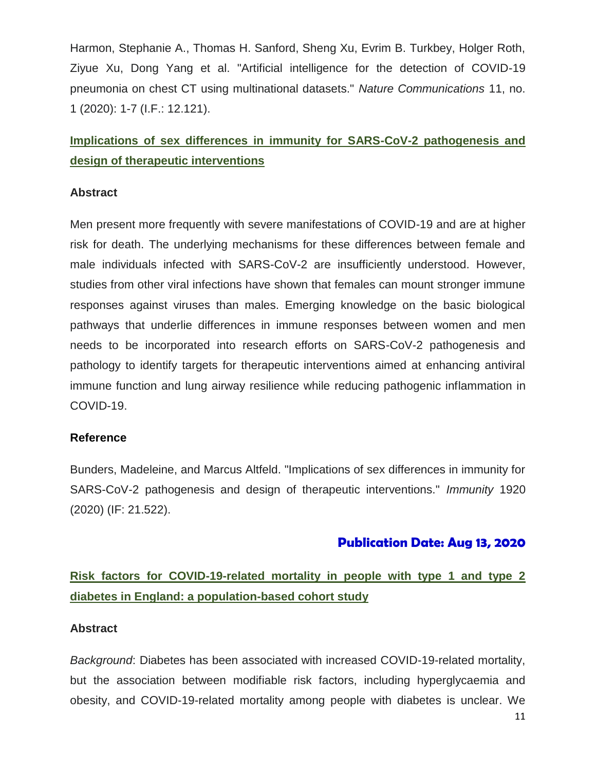Harmon, Stephanie A., Thomas H. Sanford, Sheng Xu, Evrim B. Turkbey, Holger Roth, Ziyue Xu, Dong Yang et al. "Artificial intelligence for the detection of COVID-19 pneumonia on chest CT using multinational datasets." *Nature Communications* 11, no. 1 (2020): 1-7 (I.F.: 12.121).

## Implications of sex differences in immunity for SARS-CoV-2 pathogenesis and design of therapeutic interventions

**Abstract**

Men present more frequently with severe manifestations of COVID-19 and are at higher risk for death. The underlying mechanisms for these differences between female and male individuals infected with SARS-CoV-2 are insufficiently understood. However, studies from other viral infections have shown that females can mount stronger immune responses against viruses than males. Emerging knowledge on the basic biological pathways that underlie differences in immune responses between women and men needs to be incorporated into research efforts on SARS-CoV-2 pathogenesis and pathology to identify targets for therapeutic interventions aimed at enhancing antiviral immune function and lung airway resilience while reducing pathogenic inflammation in COVID-19.

**Reference**

Bunders, Madeleine, and Marcus Altfeld. "Implications of sex differences in immunity for SARS-CoV-2 pathogenesis and design of therapeutic interventions." *Immunity* 1920 (2020) (IF: 21.522).

**Publication Date: Aug 13, 2020**

## Risk factors for COVID-19-related mortality in people with type 1 and type 2 diabetes in England: a population-based cohort study

**Abstract**

*Background*: Diabetes has been associated with increased COVID-19-related mortality, but the association between modifiable risk factors, including hyperglycaemia and obesity, and COVID-19-related mortality among people with diabetes is unclear. We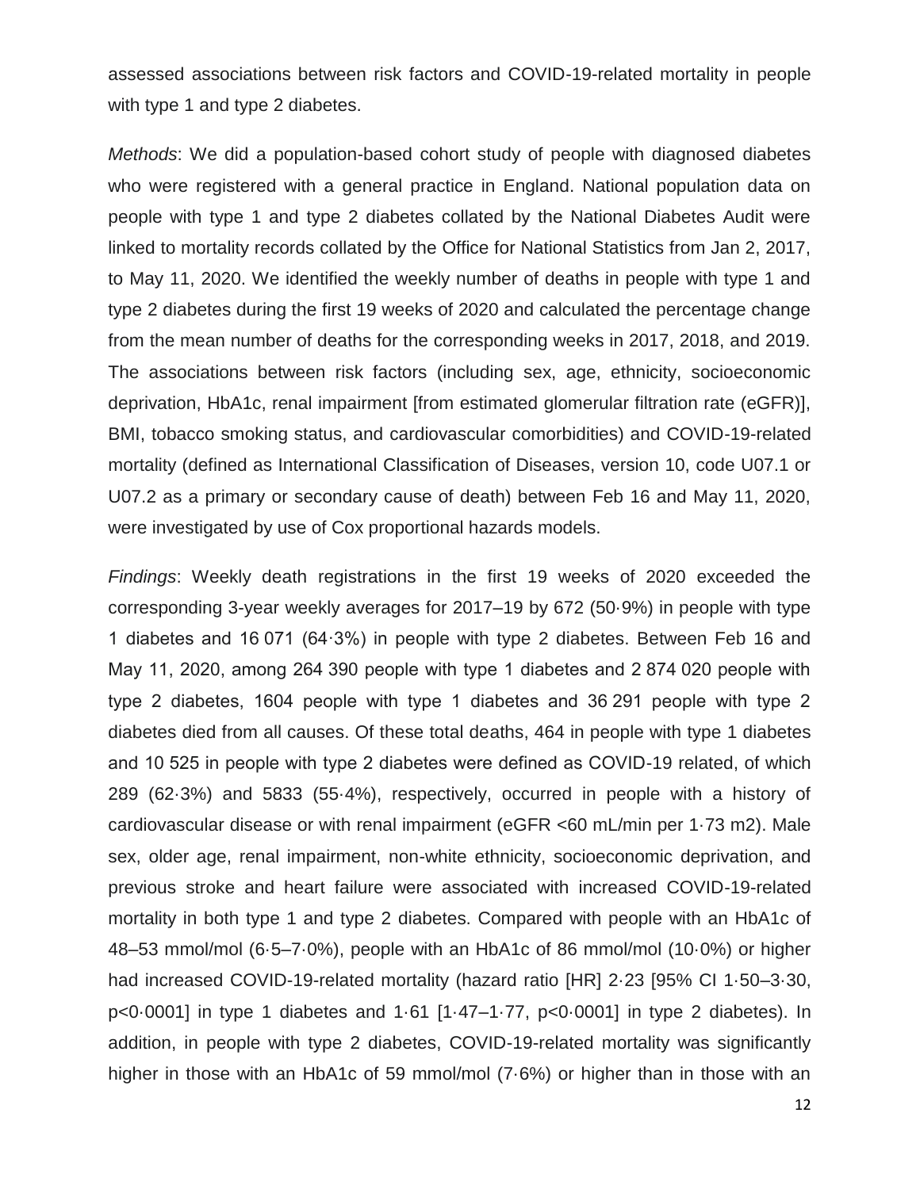assessed associations between risk factors and COVID-19-related mortality in people with type 1 and type 2 diabetes.

*Methods*: We did a population-based cohort study of people with diagnosed diabetes who were registered with a general practice in England. National population data on people with type 1 and type 2 diabetes collated by the National Diabetes Audit were linked to mortality records collated by the Office for National Statistics from Jan 2, 2017, to May 11, 2020. We identified the weekly number of deaths in people with type 1 and type 2 diabetes during the first 19 weeks of 2020 and calculated the percentage change from the mean number of deaths for the corresponding weeks in 2017, 2018, and 2019. The associations between risk factors (including sex, age, ethnicity, socioeconomic deprivation, HbA1c, renal impairment [from estimated glomerular filtration rate (eGFR)], BMI, tobacco smoking status, and cardiovascular comorbidities) and COVID-19-related mortality (defined as International Classification of Diseases, version 10, code U07.1 or U07.2 as a primary or secondary cause of death) between Feb 16 and May 11, 2020, were investigated by use of Cox proportional hazards models.

*Findings*: Weekly death registrations in the first 19 weeks of 2020 exceeded the corresponding 3-year weekly averages for 2017–19 by 672 (50·9%) in people with type 1 diabetes and 16 071 (64·3%) in people with type 2 diabetes. Between Feb 16 and May 11, 2020, among 264 390 people with type 1 diabetes and 2 874 020 people with type 2 diabetes, 1604 people with type 1 diabetes and 36 291 people with type 2 diabetes died from all causes. Of these total deaths, 464 in people with type 1 diabetes and 10 525 in people with type 2 diabetes were defined as COVID-19 related, of which 289 (62·3%) and 5833 (55·4%), respectively, occurred in people with a history of cardiovascular disease or with renal impairment (eGFR <60 mL/min per 1·73 m2). Male sex, older age, renal impairment, non-white ethnicity, socioeconomic deprivation, and previous stroke and heart failure were associated with increased COVID-19-related mortality in both type 1 and type 2 diabetes. Compared with people with an HbA1c of 48–53 mmol/mol (6·5–7·0%), people with an HbA1c of 86 mmol/mol (10·0%) or higher had increased COVID-19-related mortality (hazard ratio [HR] 2·23 [95% CI 1·50–3·30, p<0·0001] in type 1 diabetes and 1·61 [1·47–1·77, p<0·0001] in type 2 diabetes). In addition, in people with type 2 diabetes, COVID-19-related mortality was significantly higher in those with an HbA1c of 59 mmol/mol (7·6%) or higher than in those with an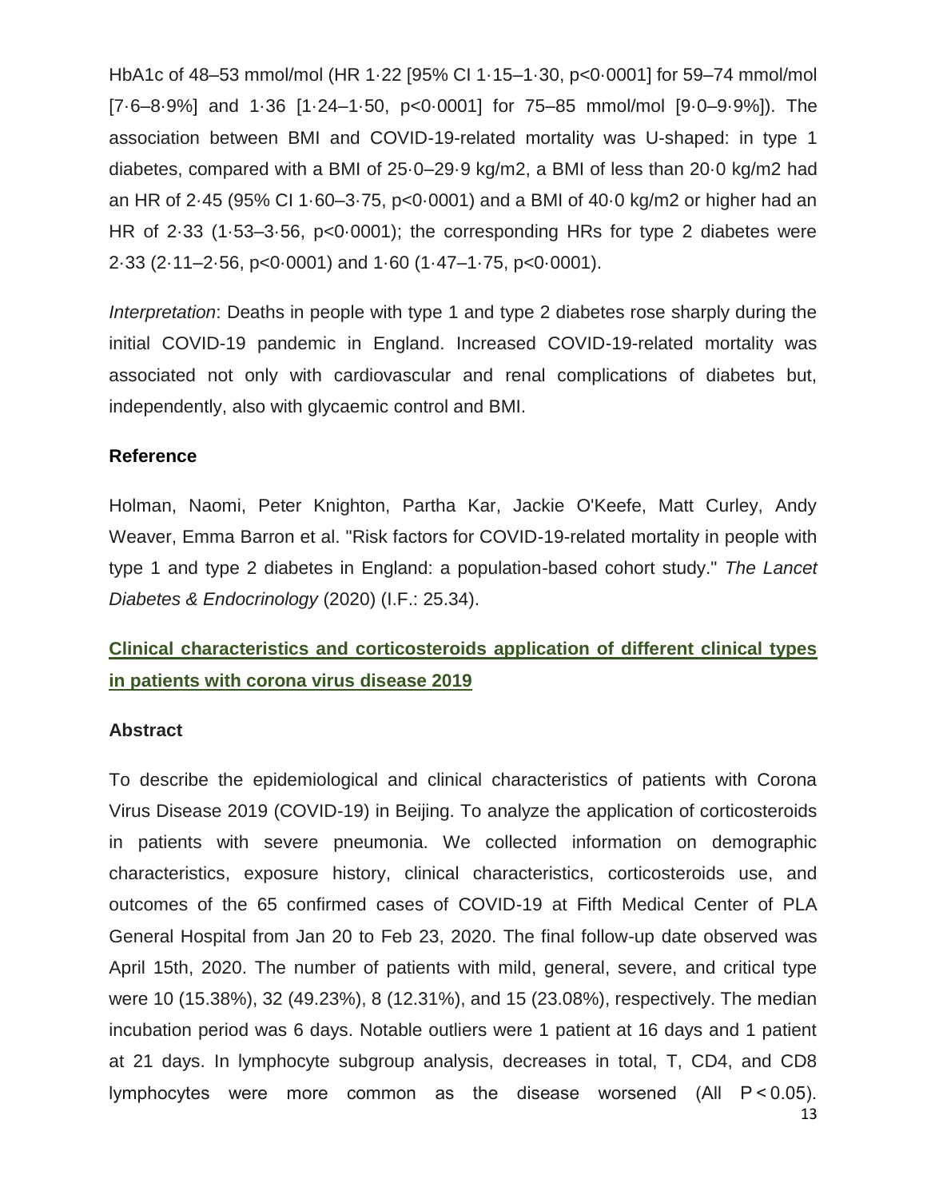HbA1c of 48–53 mmol/mol (HR 1·22 [95% CI 1·15–1·30, p<0·0001] for 59–74 mmol/mol [7·6–8·9%] and 1·36 [1·24–1·50, p<0·0001] for 75–85 mmol/mol [9·0–9·9%]). The association between BMI and COVID-19-related mortality was U-shaped: in type 1 diabetes, compared with a BMI of 25·0–29·9 kg/m2, a BMI of less than 20·0 kg/m2 had an HR of 2·45 (95% CI 1·60–3·75, p<0·0001) and a BMI of 40·0 kg/m2 or higher had an HR of 2·33 (1·53–3·56, p<0·0001); the corresponding HRs for type 2 diabetes were 2·33 (2·11–2·56, p<0·0001) and 1·60 (1·47–1·75, p<0·0001).

*Interpretation*: Deaths in people with type 1 and type 2 diabetes rose sharply during the initial COVID-19 pandemic in England. Increased COVID-19-related mortality was associated not only with cardiovascular and renal complications of diabetes but, independently, also with glycaemic control and BMI.

### Reference

Holman, Naomi, Peter Knighton, Partha Kar, Jackie O'Keefe, Matt Curley, Andy Weaver, Emma Barron et al. "Risk factors for COVID-19-related mortality in people with type 1 and type 2 diabetes in England: a population-based cohort study." *The Lancet Diabetes & Endocrinology* (2020) (I.F.: 25.34).

## Clinical characteristics and corticosteroids application of different clinical types in patients with corona virus disease 2019

### Abstract

To describe the epidemiological and clinical characteristics of patients with Corona Virus Disease 2019 (COVID-19) in Beijing. To analyze the application of corticosteroids in patients with severe pneumonia. We collected information on demographic characteristics, exposure history, clinical characteristics, corticosteroids use, and outcomes of the 65 confirmed cases of COVID-19 at Fifth Medical Center of PLA General Hospital from Jan 20 to Feb 23, 2020. The final follow-up date observed was April 15th, 2020. The number of patients with mild, general, severe, and critical type were 10 (15.38%), 32 (49.23%), 8 (12.31%), and 15 (23.08%), respectively. The median incubation period was 6 days. Notable outliers were 1 patient at 16 days and 1 patient at 21 days. In lymphocyte subgroup analysis, decreases in total, T, CD4, and CD8 lymphocytes were more common as the disease worsened (All $P < 0.05$).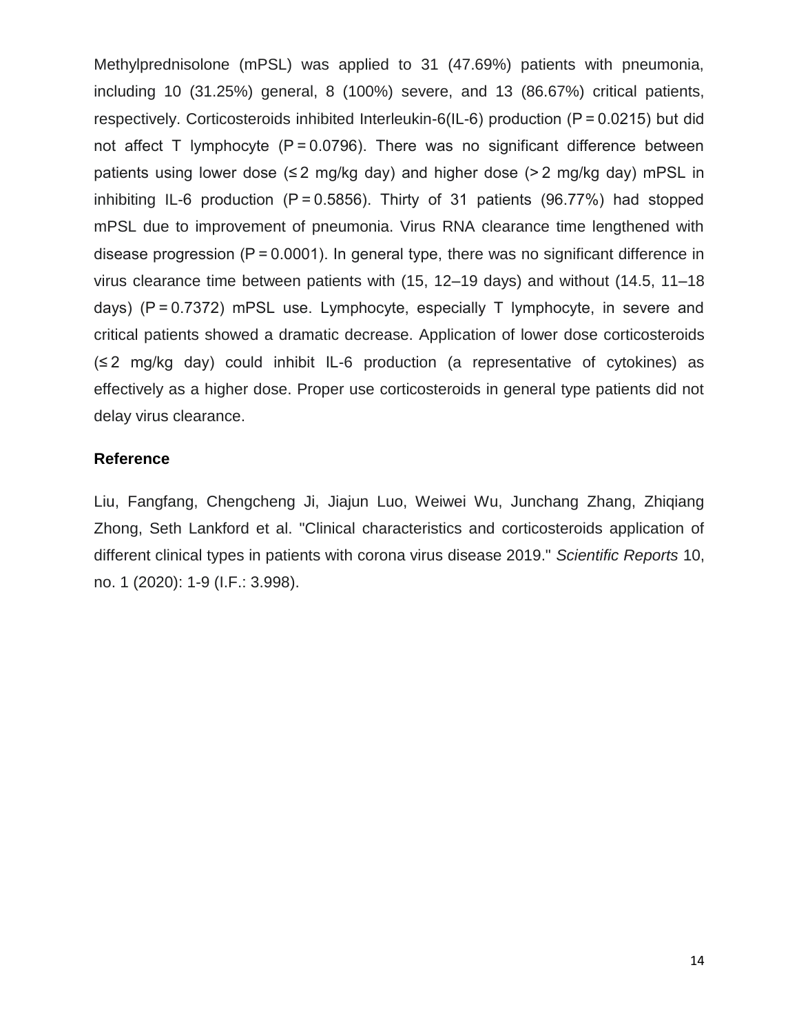Methylprednisolone (mPSL) was applied to 31 (47.69%) patients with pneumonia, including 10 (31.25%) general, 8 (100%) severe, and 13 (86.67%) critical patients, respectively. Corticosteroids inhibited Interleukin-6(IL-6) production ($P = 0.0215$) but did not affect T lymphocyte ($P = 0.0796$). There was no significant difference between patients using lower dose (≤ 2 mg/kg day) and higher dose (> 2 mg/kg day) mPSL in inhibiting IL-6 production ($P = 0.5856$). Thirty of 31 patients (96.77%) had stopped mPSL due to improvement of pneumonia. Virus RNA clearance time lengthened with disease progression ($P = 0.0001$). In general type, there was no significant difference in virus clearance time between patients with (15, 12–19 days) and without (14.5, 11–18 days) ($P = 0.7372$) mPSL use. Lymphocyte, especially T lymphocyte, in severe and critical patients showed a dramatic decrease. Application of lower dose corticosteroids (≤ 2 mg/kg day) could inhibit IL-6 production (a representative of cytokines) as effectively as a higher dose. Proper use corticosteroids in general type patients did not delay virus clearance.

**Reference**

Liu, Fangfang, Chengcheng Ji, Jiajun Luo, Weiwei Wu, Junchang Zhang, Zhiqiang Zhong, Seth Lankford et al. "Clinical characteristics and corticosteroids application of different clinical types in patients with corona virus disease 2019." *Scientific Reports* 10, no. 1 (2020): 1-9 (I.F.: 3.998).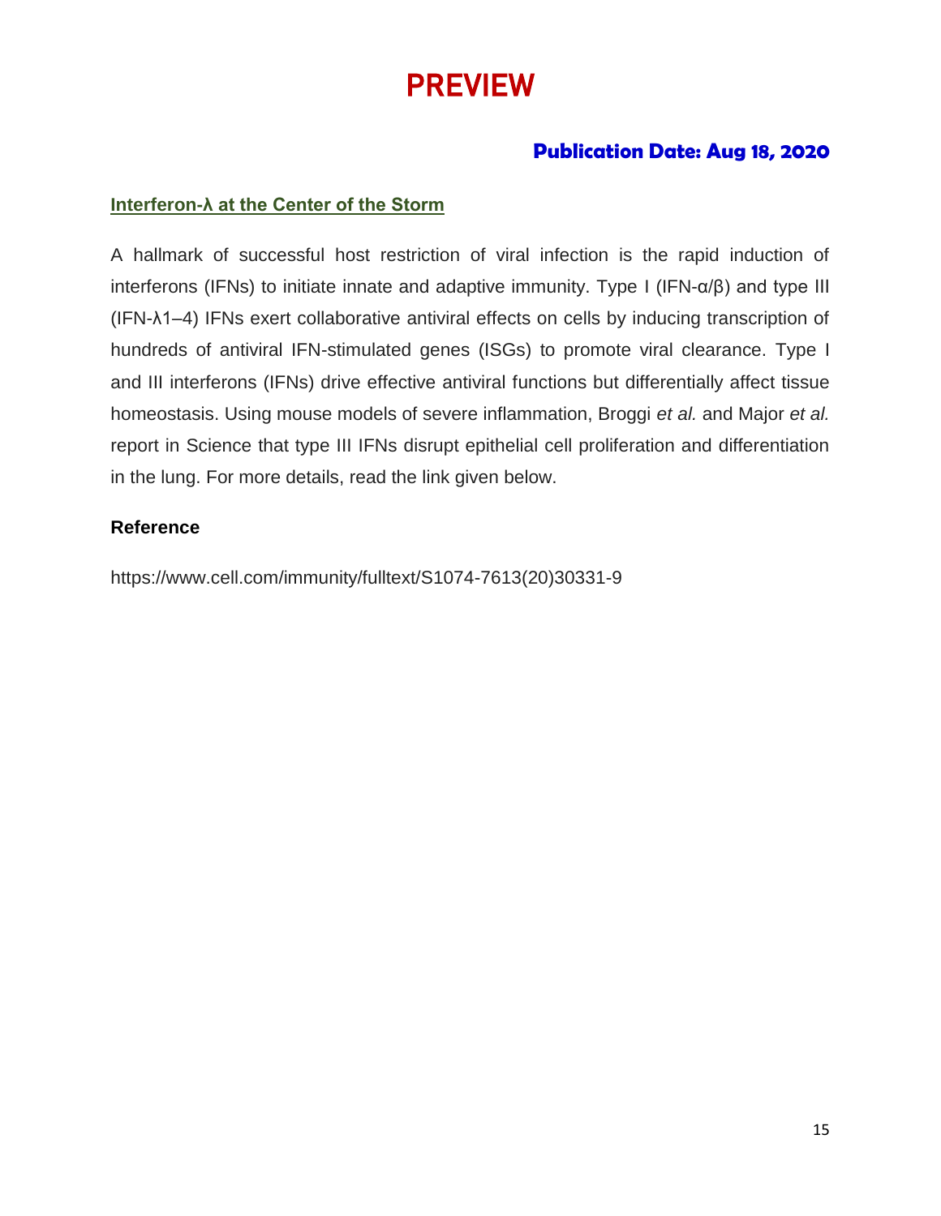# PREVIEW

**Publication Date: Aug 18, 2020**

## Interferon-λ at the Center of the Storm

A hallmark of successful host restriction of viral infection is the rapid induction of interferons (IFNs) to initiate innate and adaptive immunity. Type I (IFN-α/β) and type III (IFN-λ1–4) IFNs exert collaborative antiviral effects on cells by inducing transcription of hundreds of antiviral IFN-stimulated genes (ISGs) to promote viral clearance. Type I and III interferons (IFNs) drive effective antiviral functions but differentially affect tissue homeostasis. Using mouse models of severe inflammation, Broggi *et al.* and Major *et al.* report in Science that type III IFNs disrupt epithelial cell proliferation and differentiation in the lung. For more details, read the link given below.

### Reference

https://www.cell.com/immunity/fulltext/S1074-7613(20)30331-9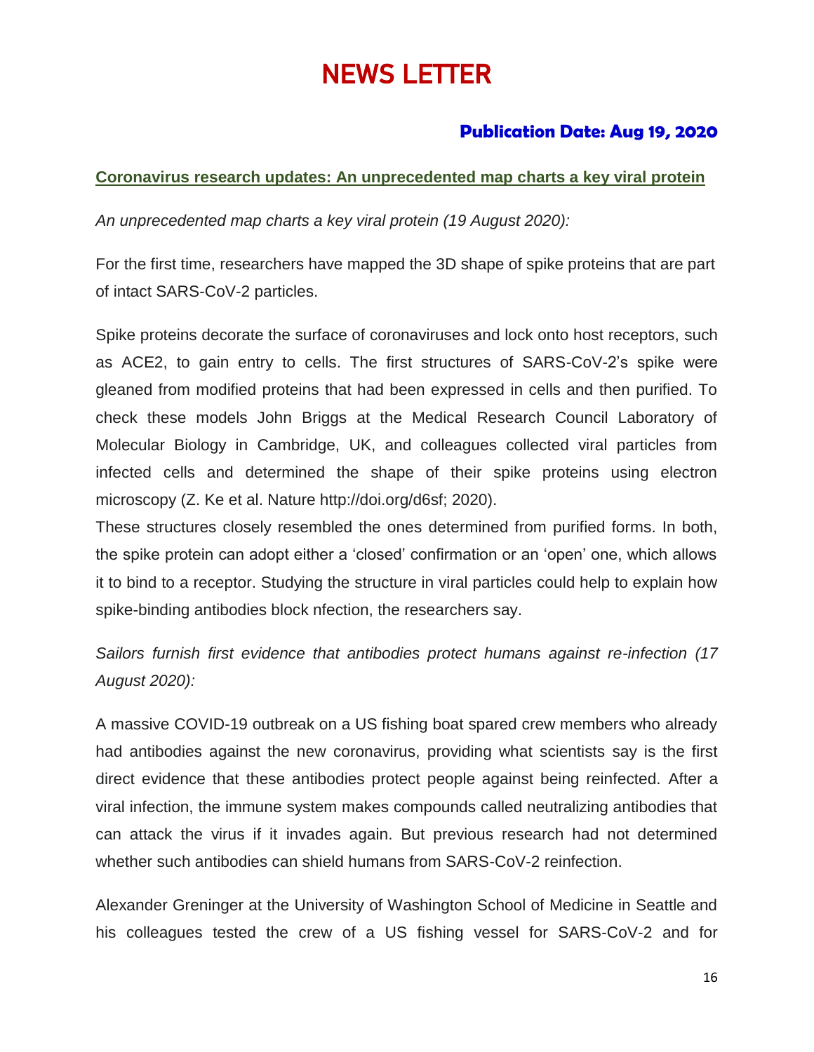# NEWS LETTER

**Publication Date: Aug 19, 2020**

**Coronavirus research updates: An unprecedented map charts a key viral protein**

*An unprecedented map charts a key viral protein (19 August 2020):*

For the first time, researchers have mapped the 3D shape of spike proteins that are part of intact SARS-CoV-2 particles.

Spike proteins decorate the surface of coronaviruses and lock onto host receptors, such as ACE2, to gain entry to cells. The first structures of SARS-CoV-2's spike were gleaned from modified proteins that had been expressed in cells and then purified. To check these models John Briggs at the Medical Research Council Laboratory of Molecular Biology in Cambridge, UK, and colleagues collected viral particles from infected cells and determined the shape of their spike proteins using electron microscopy (Z. Ke et al. Nature http://doi.org/d6sf; 2020).
These structures closely resembled the ones determined from purified forms. In both, the spike protein can adopt either a 'closed' confirmation or an 'open' one, which allows it to bind to a receptor. Studying the structure in viral particles could help to explain how spike-binding antibodies block nfection, the researchers say.

*Sailors furnish first evidence that antibodies protect humans against re-infection (17 August 2020):*

A massive COVID-19 outbreak on a US fishing boat spared crew members who already had antibodies against the new coronavirus, providing what scientists say is the first direct evidence that these antibodies protect people against being reinfected. After a viral infection, the immune system makes compounds called neutralizing antibodies that can attack the virus if it invades again. But previous research had not determined whether such antibodies can shield humans from SARS-CoV-2 reinfection.

Alexander Greninger at the University of Washington School of Medicine in Seattle and his colleagues tested the crew of a US fishing vessel for SARS-CoV-2 and for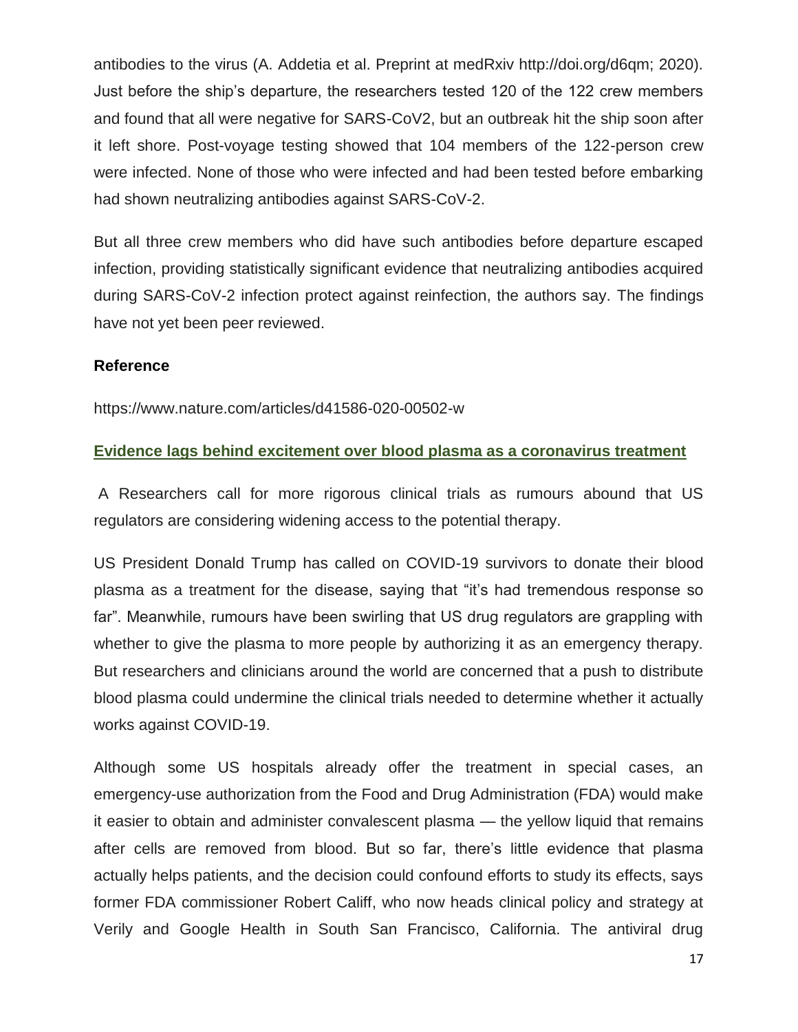antibodies to the virus (A. Addetia et al. Preprint at medRxiv http://doi.org/d6qm; 2020). Just before the ship's departure, the researchers tested 120 of the 122 crew members and found that all were negative for SARS-CoV2, but an outbreak hit the ship soon after it left shore. Post-voyage testing showed that 104 members of the 122-person crew were infected. None of those who were infected and had been tested before embarking had shown neutralizing antibodies against SARS-CoV-2.

But all three crew members who did have such antibodies before departure escaped infection, providing statistically significant evidence that neutralizing antibodies acquired during SARS-CoV-2 infection protect against reinfection, the authors say. The findings have not yet been peer reviewed.

**Reference**

https://www.nature.com/articles/d41586-020-00502-w

## Evidence lags behind excitement over blood plasma as a coronavirus treatment

A Researchers call for more rigorous clinical trials as rumours abound that US regulators are considering widening access to the potential therapy.

US President Donald Trump has called on COVID-19 survivors to donate their blood plasma as a treatment for the disease, saying that "it's had tremendous response so far". Meanwhile, rumours have been swirling that US drug regulators are grappling with whether to give the plasma to more people by authorizing it as an emergency therapy. But researchers and clinicians around the world are concerned that a push to distribute blood plasma could undermine the clinical trials needed to determine whether it actually works against COVID-19.

Although some US hospitals already offer the treatment in special cases, an emergency-use authorization from the Food and Drug Administration (FDA) would make it easier to obtain and administer convalescent plasma — the yellow liquid that remains after cells are removed from blood. But so far, there's little evidence that plasma actually helps patients, and the decision could confound efforts to study its effects, says former FDA commissioner Robert Califf, who now heads clinical policy and strategy at Verily and Google Health in South San Francisco, California. The antiviral drug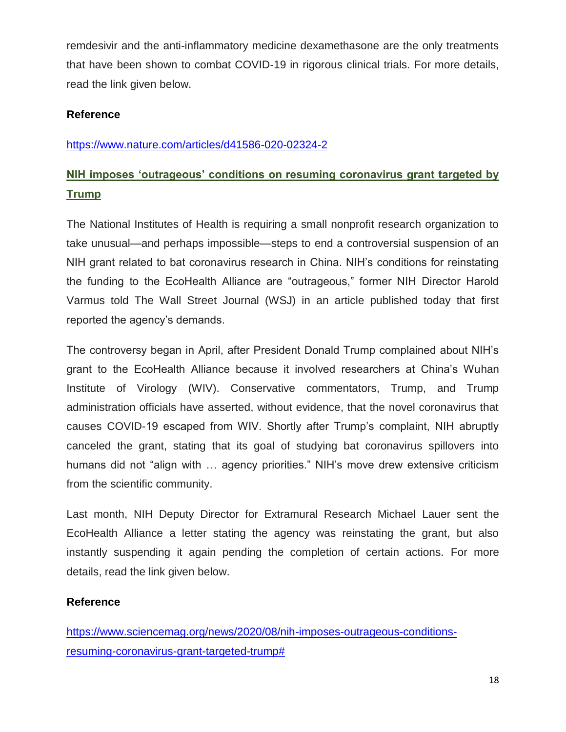remdesivir and the anti-inflammatory medicine dexamethasone are the only treatments that have been shown to combat COVID-19 in rigorous clinical trials. For more details, read the link given below.

**Reference**

https://www.nature.com/articles/d41586-020-02324-2

## NIH imposes 'outrageous' conditions on resuming coronavirus grant targeted by Trump

The National Institutes of Health is requiring a small nonprofit research organization to take unusual—and perhaps impossible—steps to end a controversial suspension of an NIH grant related to bat coronavirus research in China. NIH's conditions for reinstating the funding to the EcoHealth Alliance are "outrageous," former NIH Director Harold Varmus told The Wall Street Journal (WSJ) in an article published today that first reported the agency's demands.

The controversy began in April, after President Donald Trump complained about NIH's grant to the EcoHealth Alliance because it involved researchers at China's Wuhan Institute of Virology (WIV). Conservative commentators, Trump, and Trump administration officials have asserted, without evidence, that the novel coronavirus that causes COVID-19 escaped from WIV. Shortly after Trump's complaint, NIH abruptly canceled the grant, stating that its goal of studying bat coronavirus spillovers into humans did not "align with … agency priorities." NIH's move drew extensive criticism from the scientific community.

Last month, NIH Deputy Director for Extramural Research Michael Lauer sent the EcoHealth Alliance a letter stating the agency was reinstating the grant, but also instantly suspending it again pending the completion of certain actions. For more details, read the link given below.

**Reference**

https://www.sciencemag.org/news/2020/08/nih-imposes-outrageous-conditions-resuming-coronavirus-grant-targeted-trump#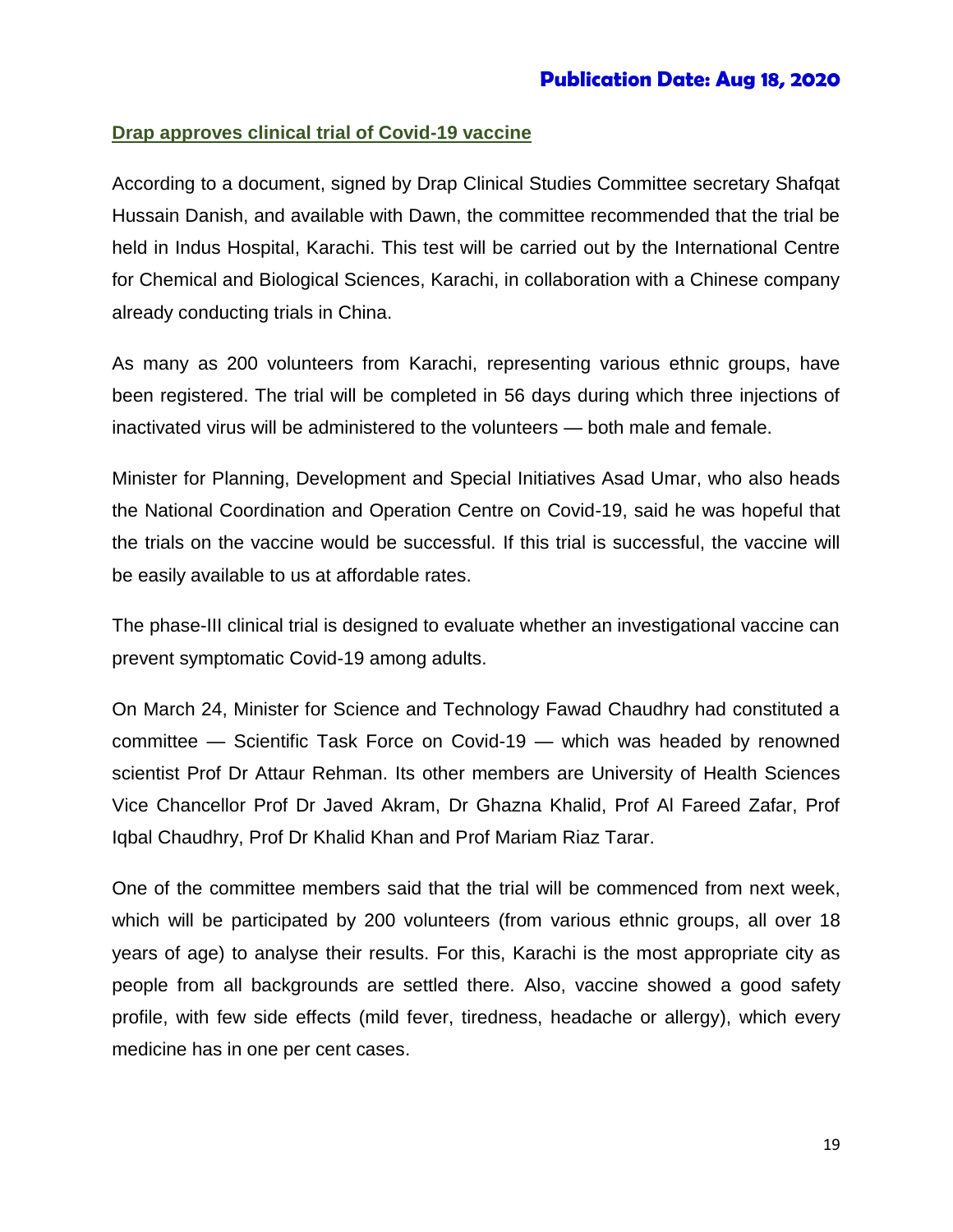**Publication Date: Aug 18, 2020**

## Drap approves clinical trial of Covid-19 vaccine

According to a document, signed by Drap Clinical Studies Committee secretary Shafqat Hussain Danish, and available with Dawn, the committee recommended that the trial be held in Indus Hospital, Karachi. This test will be carried out by the International Centre for Chemical and Biological Sciences, Karachi, in collaboration with a Chinese company already conducting trials in China.

As many as 200 volunteers from Karachi, representing various ethnic groups, have been registered. The trial will be completed in 56 days during which three injections of inactivated virus will be administered to the volunteers — both male and female.

Minister for Planning, Development and Special Initiatives Asad Umar, who also heads the National Coordination and Operation Centre on Covid-19, said he was hopeful that the trials on the vaccine would be successful. If this trial is successful, the vaccine will be easily available to us at affordable rates.

The phase-III clinical trial is designed to evaluate whether an investigational vaccine can prevent symptomatic Covid-19 among adults.

On March 24, Minister for Science and Technology Fawad Chaudhry had constituted a committee — Scientific Task Force on Covid-19 — which was headed by renowned scientist Prof Dr Attaur Rehman. Its other members are University of Health Sciences Vice Chancellor Prof Dr Javed Akram, Dr Ghazna Khalid, Prof Al Fareed Zafar, Prof Iqbal Chaudhry, Prof Dr Khalid Khan and Prof Mariam Riaz Tarar.

One of the committee members said that the trial will be commenced from next week, which will be participated by 200 volunteers (from various ethnic groups, all over 18 years of age) to analyse their results. For this, Karachi is the most appropriate city as people from all backgrounds are settled there. Also, vaccine showed a good safety profile, with few side effects (mild fever, tiredness, headache or allergy), which every medicine has in one per cent cases.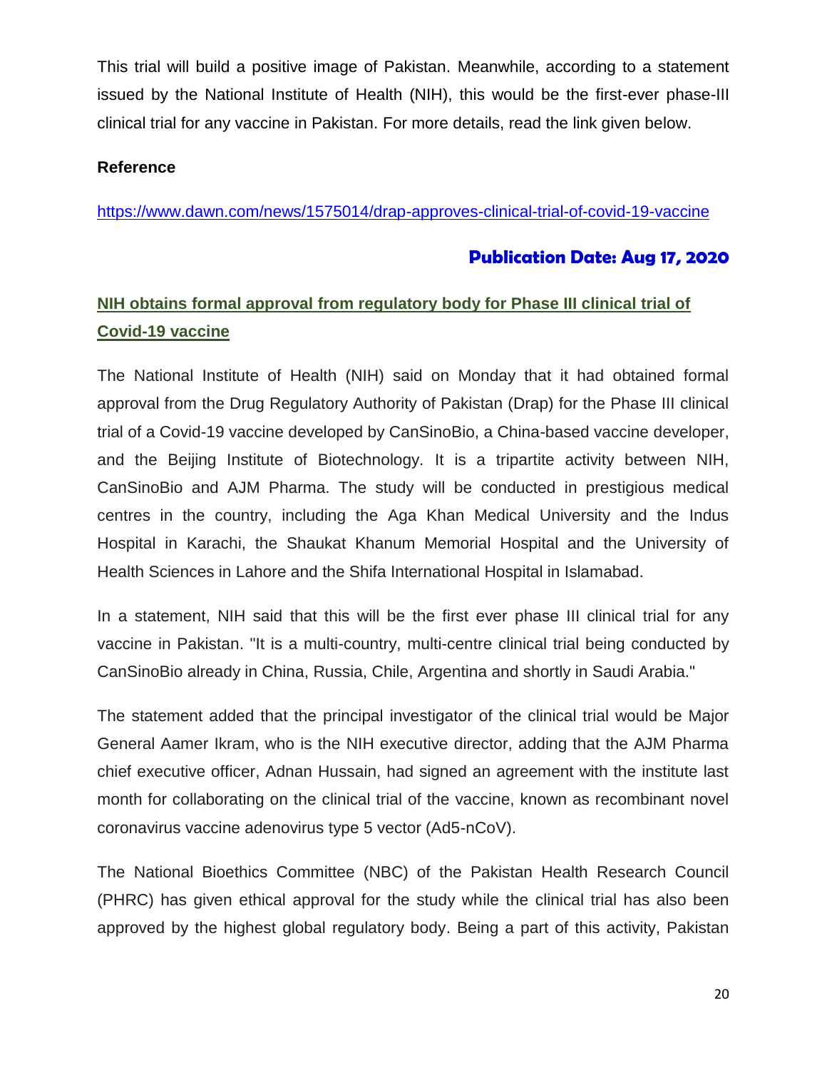This trial will build a positive image of Pakistan. Meanwhile, according to a statement issued by the National Institute of Health (NIH), this would be the first-ever phase-III clinical trial for any vaccine in Pakistan. For more details, read the link given below.

**Reference**

https://www.dawn.com/news/1575014/drap-approves-clinical-trial-of-covid-19-vaccine

**Publication Date: Aug 17, 2020**

## NIH obtains formal approval from regulatory body for Phase III clinical trial of Covid-19 vaccine

The National Institute of Health (NIH) said on Monday that it had obtained formal approval from the Drug Regulatory Authority of Pakistan (Drap) for the Phase III clinical trial of a Covid-19 vaccine developed by CanSinoBio, a China-based vaccine developer, and the Beijing Institute of Biotechnology. It is a tripartite activity between NIH, CanSinoBio and AJM Pharma. The study will be conducted in prestigious medical centres in the country, including the Aga Khan Medical University and the Indus Hospital in Karachi, the Shaukat Khanum Memorial Hospital and the University of Health Sciences in Lahore and the Shifa International Hospital in Islamabad.

In a statement, NIH said that this will be the first ever phase III clinical trial for any vaccine in Pakistan. "It is a multi-country, multi-centre clinical trial being conducted by CanSinoBio already in China, Russia, Chile, Argentina and shortly in Saudi Arabia."

The statement added that the principal investigator of the clinical trial would be Major General Aamer Ikram, who is the NIH executive director, adding that the AJM Pharma chief executive officer, Adnan Hussain, had signed an agreement with the institute last month for collaborating on the clinical trial of the vaccine, known as recombinant novel coronavirus vaccine adenovirus type 5 vector (Ad5-nCoV).

The National Bioethics Committee (NBC) of the Pakistan Health Research Council (PHRC) has given ethical approval for the study while the clinical trial has also been approved by the highest global regulatory body. Being a part of this activity, Pakistan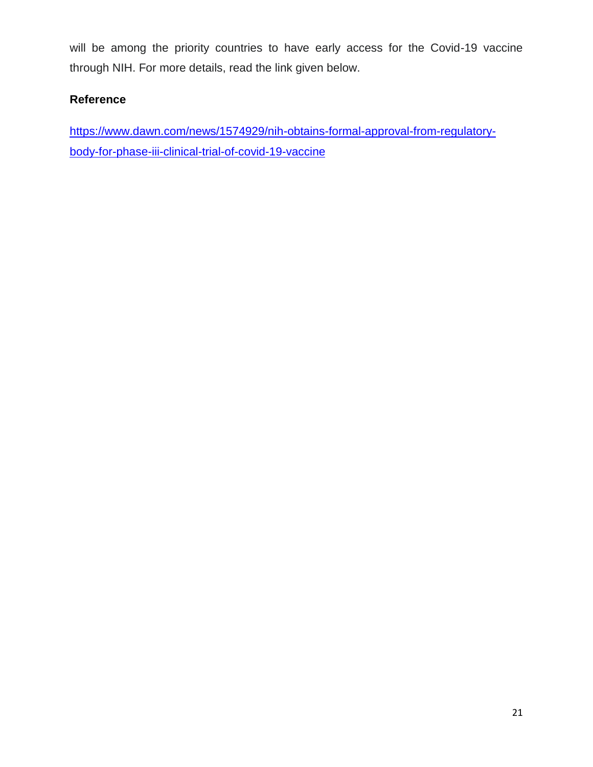will be among the priority countries to have early access for the Covid-19 vaccine through NIH. For more details, read the link given below.

**Reference**

https://www.dawn.com/news/1574929/nih-obtains-formal-approval-from-regulatory-body-for-phase-iii-clinical-trial-of-covid-19-vaccine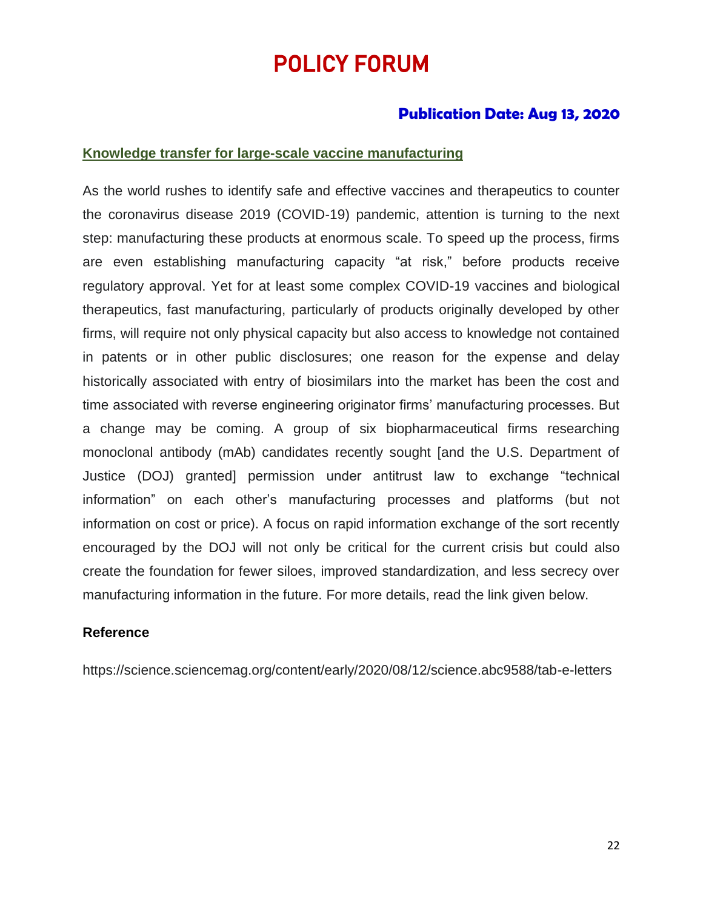# POLICY FORUM

**Publication Date: Aug 13, 2020**

## Knowledge transfer for large-scale vaccine manufacturing

As the world rushes to identify safe and effective vaccines and therapeutics to counter the coronavirus disease 2019 (COVID-19) pandemic, attention is turning to the next step: manufacturing these products at enormous scale. To speed up the process, firms are even establishing manufacturing capacity "at risk," before products receive regulatory approval. Yet for at least some complex COVID-19 vaccines and biological therapeutics, fast manufacturing, particularly of products originally developed by other firms, will require not only physical capacity but also access to knowledge not contained in patents or in other public disclosures; one reason for the expense and delay historically associated with entry of biosimilars into the market has been the cost and time associated with reverse engineering originator firms' manufacturing processes. But a change may be coming. A group of six biopharmaceutical firms researching monoclonal antibody (mAb) candidates recently sought [and the U.S. Department of Justice (DOJ) granted] permission under antitrust law to exchange "technical information" on each other's manufacturing processes and platforms (but not information on cost or price). A focus on rapid information exchange of the sort recently encouraged by the DOJ will not only be critical for the current crisis but could also create the foundation for fewer siloes, improved standardization, and less secrecy over manufacturing information in the future. For more details, read the link given below.

**Reference**

https://science.sciencemag.org/content/early/2020/08/12/science.abc9588/tab-e-letters